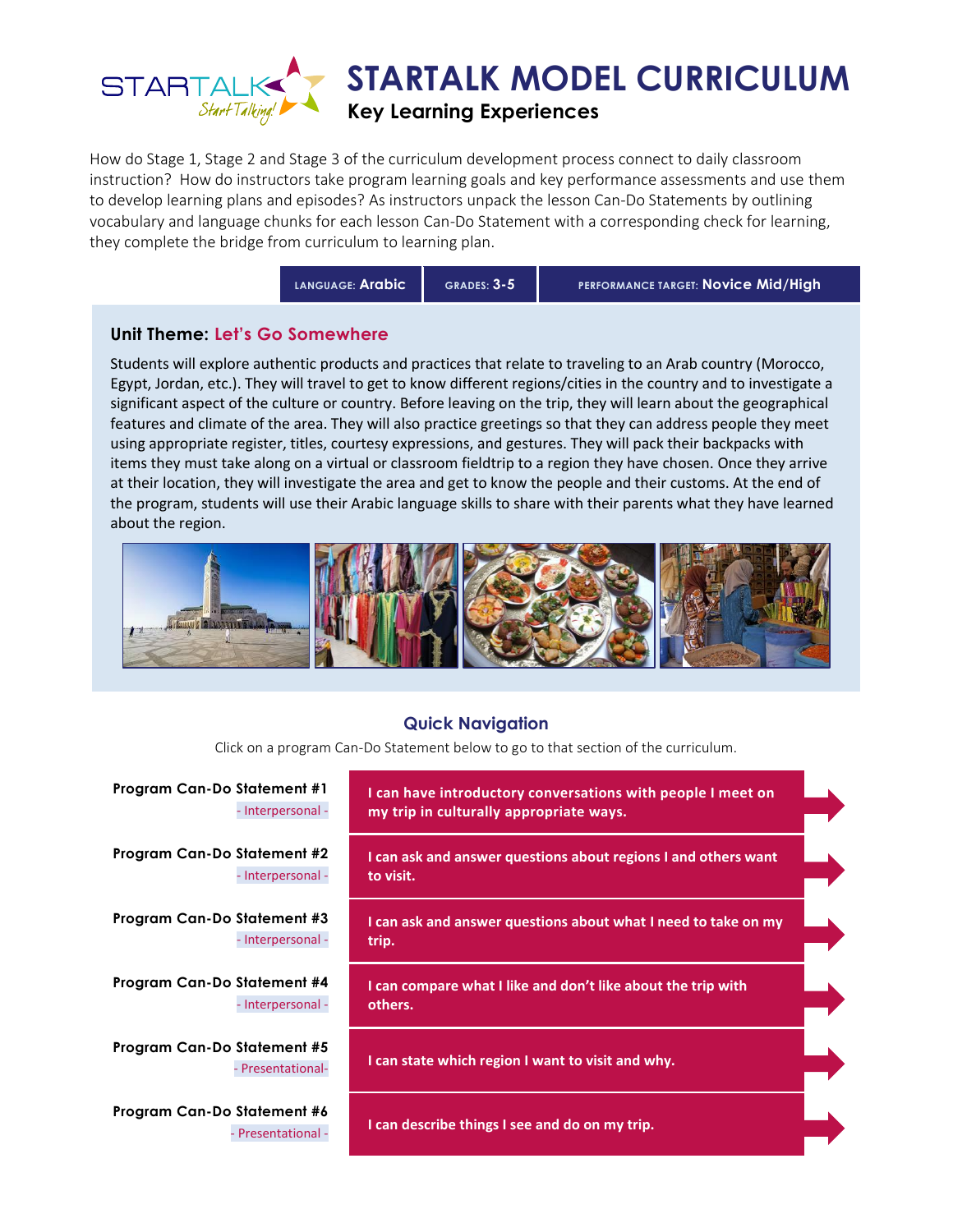# STARTALK MODEL CURRICULUM

## Key Learning Experiences

How do Stage 1, Stage 2 and Stage 3 of the curriculum development process connect to daily classroom instruction? How do instructors take program learning goals and key performance assessments and use them to develop learning plans and episodes? As instructors unpack the lesson Can-Do Statements by outlining vocabulary and language chunks for each lesson Can-Do Statement with a corresponding check for learning, they complete the bridge from curriculum to learning plan.

| LANGUAGE: Arabic | GRADES: 3-5 | PERFORMANCE TARGET: Novice Mid/High |
|---|---|---|

### Unit Theme: Let's Go Somewhere

Students will explore authentic products and practices that relate to traveling to an Arab country (Morocco, Egypt, Jordan, etc.). They will travel to get to know different regions/cities in the country and to investigate a significant aspect of the culture or country. Before leaving on the trip, they will learn about the geographical features and climate of the area. They will also practice greetings so that they can address people they meet using appropriate register, titles, courtesy expressions, and gestures. They will pack their backpacks with items they must take along on a virtual or classroom fieldtrip to a region they have chosen. Once they arrive at their location, they will investigate the area and get to know the people and their customs. At the end of the program, students will use their Arabic language skills to share with their parents what they have learned about the region.

## Quick Navigation

Click on a program Can-Do Statement below to go to that section of the curriculum.

| Program Can-Do Statement | Statement |
|---|---|
| **Program Can-Do Statement #1** - Interpersonal - | **I can have introductory conversations with people I meet on my trip in culturally appropriate ways.** |
| **Program Can-Do Statement #2** - Interpersonal - | **I can ask and answer questions about regions I and others want to visit.** |
| **Program Can-Do Statement #3** - Interpersonal - | **I can ask and answer questions about what I need to take on my trip.** |
| **Program Can-Do Statement #4** - Interpersonal - | **I can compare what I like and don't like about the trip with others.** |
| **Program Can-Do Statement #5** - Presentational- | **I can state which region I want to visit and why.** |
| **Program Can-Do Statement #6** - Presentational - | **I can describe things I see and do on my trip.** |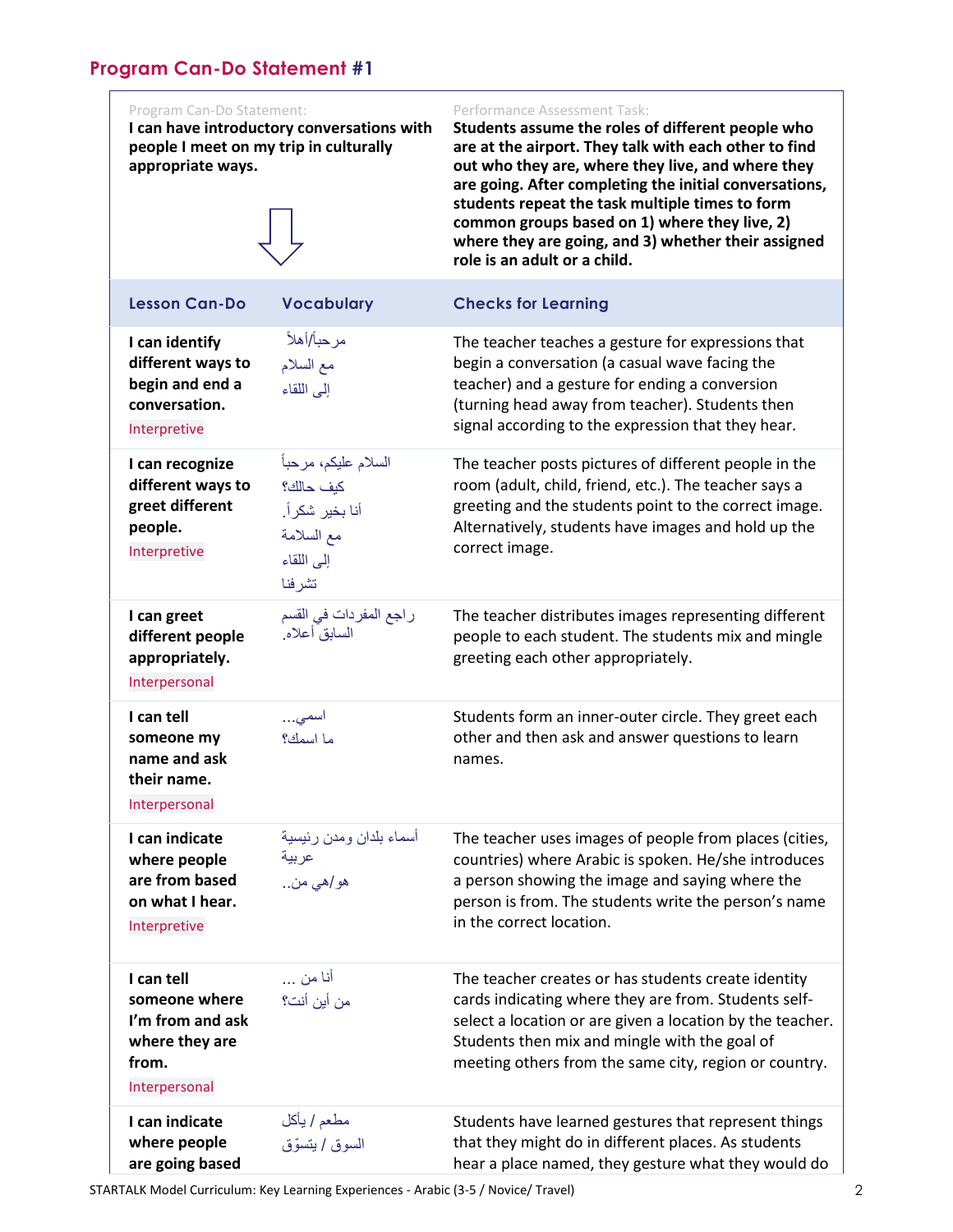## Program Can-Do Statement #1

| Program Can-Do Statement: | Performance Assessment Task: |
|---|---|
| **I can have introductory conversations with people I meet on my trip in culturally appropriate ways.** | **Students assume the roles of different people who are at the airport. They talk with each other to find out who they are, where they live, and where they are going. After completing the initial conversations, students repeat the task multiple times to form common groups based on 1) where they live, 2) where they are going, and 3) whether their assigned role is an adult or a child.** |

| Lesson Can-Do | Vocabulary | Checks for Learning |
|---|---|---|
| **I can identify different ways to begin and end a conversation.** Interpretive | مرحباً/أهلاً<br>مع السلام<br>إلى اللقاء | The teacher teaches a gesture for expressions that begin a conversation (a casual wave facing the teacher) and a gesture for ending a conversion (turning head away from teacher). Students then signal according to the expression that they hear. |
| **I can recognize different ways to greet different people.** Interpretive | السلام عليكم، مرحباً<br>كيف حالك؟<br>أنا بخير شكراً.<br>مع السلامة<br>إلى اللقاء<br>تشرفنا | The teacher posts pictures of different people in the room (adult, child, friend, etc.). The teacher says a greeting and the students point to the correct image. Alternatively, students have images and hold up the correct image. |
| **I can greet different people appropriately.** Interpersonal | راجع المفردات في القسم السابق أعلاه. | The teacher distributes images representing different people to each student. The students mix and mingle greeting each other appropriately. |
| **I can tell someone my name and ask their name.** Interpersonal | اسمي...<br>ما اسمك؟ | Students form an inner-outer circle. They greet each other and then ask and answer questions to learn names. |
| **I can indicate where people are from based on what I hear.** Interpretive | أسماء بلدان ومدن رئيسية عربية<br>هو/هي من.. | The teacher uses images of people from places (cities, countries) where Arabic is spoken. He/she introduces a person showing the image and saying where the person is from. The students write the person's name in the correct location. |
| **I can tell someone where I'm from and ask where they are from.** Interpersonal | أنا من ...<br>من أين أنت؟ | The teacher creates or has students create identity cards indicating where they are from. Students self-select a location or are given a location by the teacher. Students then mix and mingle with the goal of meeting others from the same city, region or country. |
| **I can indicate where people are going based** | مطعم / يأكل<br>السوق / يتسوّق | Students have learned gestures that represent things that they might do in different places. As students hear a place named, they gesture what they would do |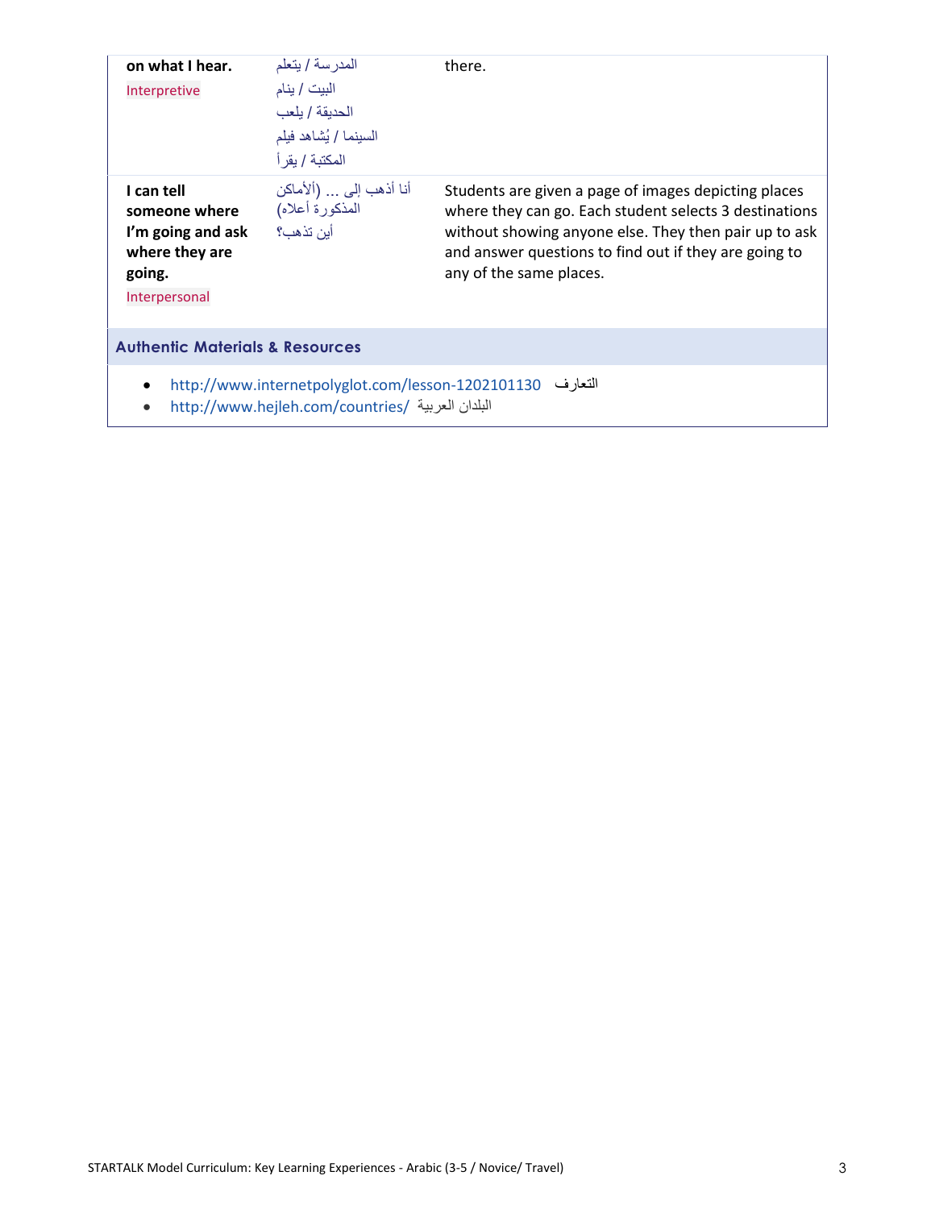| | | |
|---|---|---|
| **on what I hear.**<br>Interpretive | المدرسة / يتعلم<br>البيت / ينام<br>الحديقة / يلعب<br>السينما / يُشاهد فيلم<br>المكتبة / يقرأ | there. |
| **I can tell someone where I'm going and ask where they are going.**<br>Interpersonal | أنا أذهب إلى ... (الأماكن المذكورة أعلاه)<br>أين تذهب؟ | Students are given a page of images depicting places where they can go. Each student selects 3 destinations without showing anyone else. They then pair up to ask and answer questions to find out if they are going to any of the same places. |

### Authentic Materials & Resources

- http://www.internetpolyglot.com/lesson-1202101130 التعارف
- http://www.hejleh.com/countries/ البلدان العربية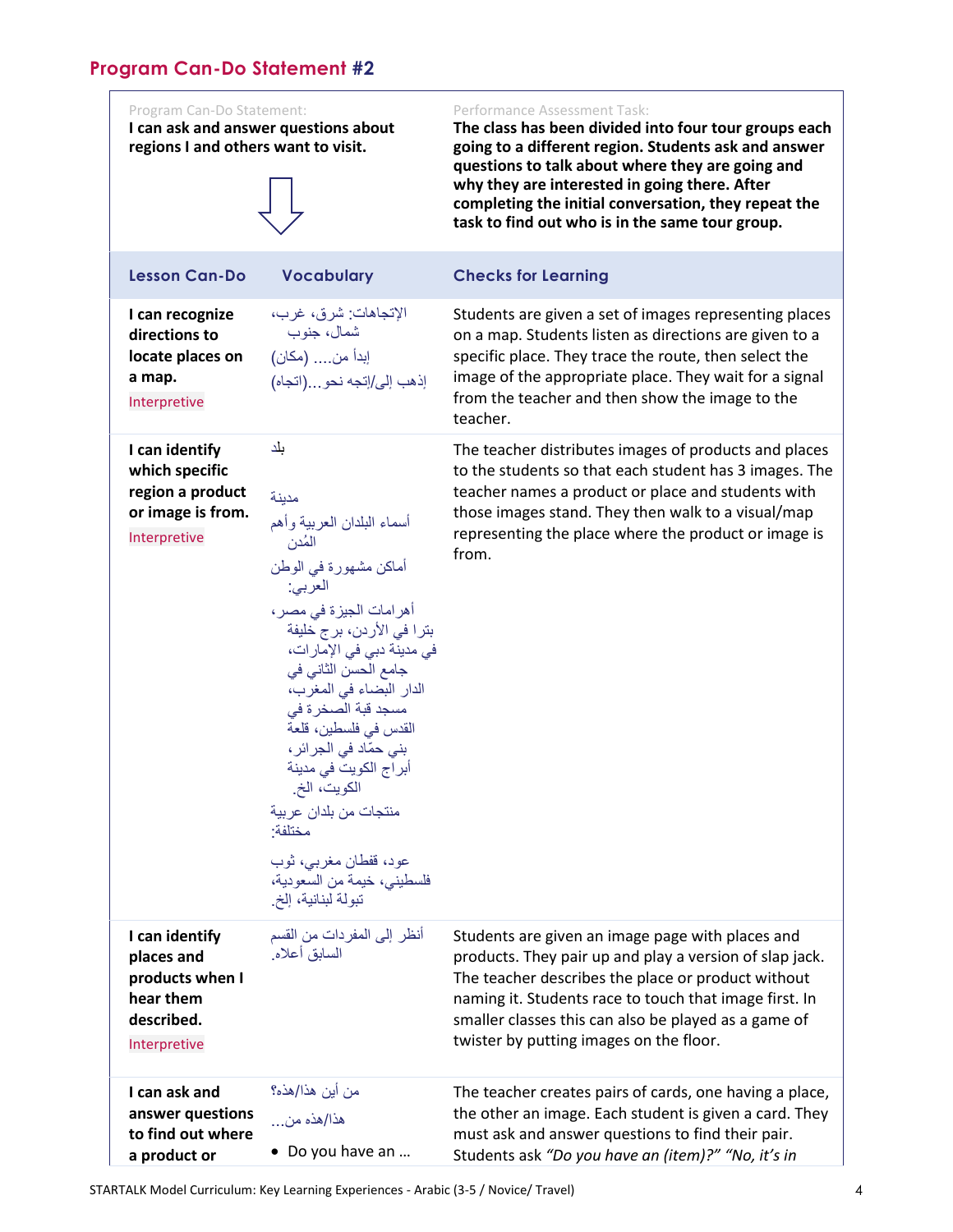## Program Can-Do Statement #2

| Program Can-Do Statement: **I can ask and answer questions about regions I and others want to visit.** | | Performance Assessment Task: **The class has been divided into four tour groups each going to a different region. Students ask and answer questions to talk about where they are going and why they are interested in going there. After completing the initial conversation, they repeat the task to find out who is in the same tour group.** |
|---|---|---|
| **Lesson Can-Do** | **Vocabulary** | **Checks for Learning** |
| **I can recognize directions to locate places on a map.** Interpretive | الإتجاهات: شرق، غرب، شمال، جنوب<br>إبدأ من.... (مكان)<br>إذهب إلى/إتجه نحو...(اتجاه) | Students are given a set of images representing places on a map. Students listen as directions are given to a specific place. They trace the route, then select the image of the appropriate place. They wait for a signal from the teacher and then show the image to the teacher. |
| **I can identify which specific region a product or image is from.** Interpretive | بلد<br>مدينة<br>أسماء البلدان العربية وأهم المُدن<br>أماكن مشهورة في الوطن العربي:<br>أهرامات الجيزة في مصر، بترا في الأردن، برج خليفة في مدينة دبي في الإمارات، جامع الحسن الثاني في الدار البيضاء في المغرب، مسجد قبة الصخرة في القدس في فلسطين، قلعة بني حمّاد في الجزائر، أبراج الكويت في مدينة الكويت، الخ.<br>منتجات من بلدان عربية مختلفة:<br>عود، قفطان مغربي، ثوب فلسطيني، خيمة من السعودية، تبولة لبنانية، إلخ. | The teacher distributes images of products and places to the students so that each student has 3 images. The teacher names a product or place and students with those images stand. They then walk to a visual/map representing the place where the product or image is from. |
| **I can identify places and products when I hear them described.** Interpretive | أنظر إلى المفردات من القسم السابق أعلاه. | Students are given an image page with places and products. They pair up and play a version of slap jack. The teacher describes the place or product without naming it. Students race to touch that image first. In smaller classes this can also be played as a game of twister by putting images on the floor. |
| **I can ask and answer questions to find out where a product or** | من أين هذا/هذه؟<br>هذا/هذه من...<br>• Do you have an ... | The teacher creates pairs of cards, one having a place, the other an image. Each student is given a card. They must ask and answer questions to find their pair. Students ask *"Do you have an (item)?" "No, it's in* |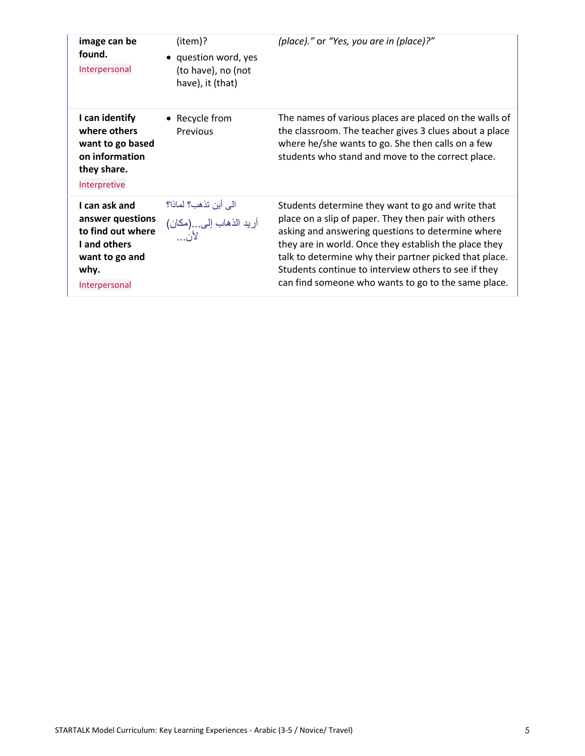| | | |
|---|---|---|
| **image can be found.**<br>Interpersonal | (item)?<br>• question word, yes (to have), no (not have), it (that) | *(place)."* or *"Yes, you are in (place)?"* |
| **I can identify where others want to go based on information they share.**<br>Interpretive | • Recycle from Previous | The names of various places are placed on the walls of the classroom. The teacher gives 3 clues about a place where he/she wants to go. She then calls on a few students who stand and move to the correct place. |
| **I can ask and answer questions to find out where I and others want to go and why.**<br>Interpersonal | الى أين تذهب؟ لماذا؟<br>أريد الذهاب إلى...(مكان) لأن... | Students determine they want to go and write that place on a slip of paper. They then pair with others asking and answering questions to determine where they are in world. Once they establish the place they talk to determine why their partner picked that place. Students continue to interview others to see if they can find someone who wants to go to the same place. |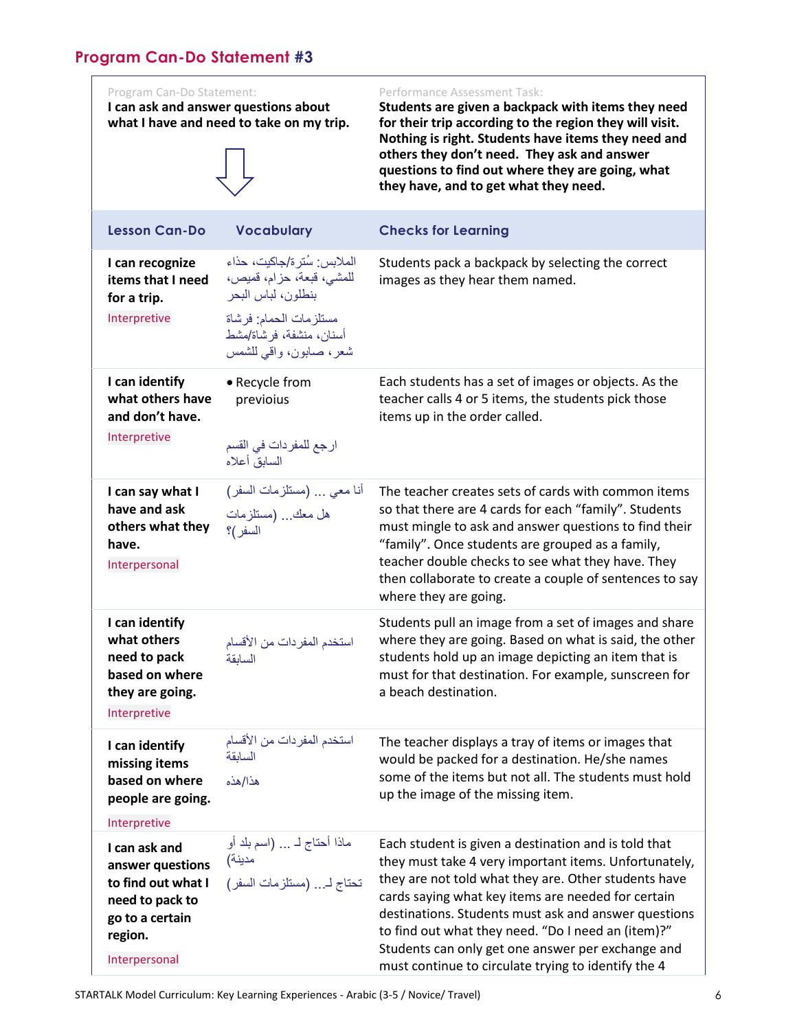## Program Can-Do Statement #3

| Program Can-Do Statement: | Performance Assessment Task: |
|---|---|
| **I can ask and answer questions about what I have and need to take on my trip.** | **Students are given a backpack with items they need for their trip according to the region they will visit. Nothing is right. Students have items they need and others they don't need. They ask and answer questions to find out where they are going, what they have, and to get what they need.** |

| Lesson Can-Do | Vocabulary | Checks for Learning |
|---|---|---|
| **I can recognize items that I need for a trip.** Interpretive | الملابس: سُترة/جاكيت، حذاء للمشي، قبعة، حزام، قميص، بنطلون، لباس البحر<br>مستلزمات الحمام: فرشاة أسنان، منشفة، فرشاة/مشط شعر، صابون، واقي للشمس | Students pack a backpack by selecting the correct images as they hear them named. |
| **I can identify what others have and don't have.** Interpretive | • Recycle from previoius<br>ارجع للمفردات في القسم السابق أعلاه | Each students has a set of images or objects. As the teacher calls 4 or 5 items, the students pick those items up in the order called. |
| **I can say what I have and ask others what they have.** Interpersonal | أنا معي ... (مستلزمات السفر)<br>هل معك... (مستلزمات السفر)؟ | The teacher creates sets of cards with common items so that there are 4 cards for each "family". Students must mingle to ask and answer questions to find their "family". Once students are grouped as a family, teacher double checks to see what they have. They then collaborate to create a couple of sentences to say where they are going. |
| **I can identify what others need to pack based on where they are going.** Interpretive | استخدم المفردات من الأقسام السابقة | Students pull an image from a set of images and share where they are going. Based on what is said, the other students hold up an image depicting an item that is must for that destination. For example, sunscreen for a beach destination. |
| **I can identify missing items based on where people are going.** Interpretive | استخدم المفردات من الأقسام السابقة<br>هذا/هذه | The teacher displays a tray of items or images that would be packed for a destination. He/she names some of the items but not all. The students must hold up the image of the missing item. |
| **I can ask and answer questions to find out what I need to pack to go to a certain region.** Interpersonal | ماذا أحتاج لـ ... (اسم بلد أو مدينة)<br>تحتاج لـ... (مستلزمات السفر) | Each student is given a destination and is told that they must take 4 very important items. Unfortunately, they are not told what they are. Other students have cards saying what key items are needed for certain destinations. Students must ask and answer questions to find out what they need. "Do I need an (item)?" Students can only get one answer per exchange and must continue to circulate trying to identify the 4 |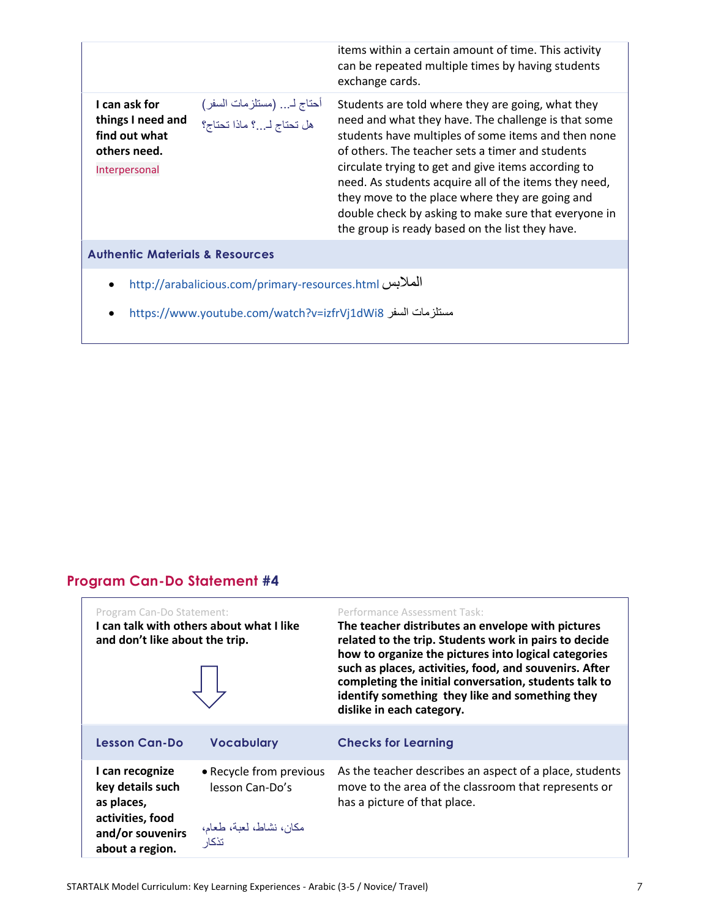| | | |
|---|---|---|
| | | items within a certain amount of time. This activity can be repeated multiple times by having students exchange cards. |
| **I can ask for things I need and find out what others need.** Interpersonal | أحتاج لـ... (مستلزمات السفر) هل تحتاج لـ...؟ ماذا تحتاج؟ | Students are told where they are going, what they need and what they have. The challenge is that some students have multiples of some items and then none of others. The teacher sets a timer and students circulate trying to get and give items according to need. As students acquire all of the items they need, they move to the place where they are going and double check by asking to make sure that everyone in the group is ready based on the list they have. |

**Authentic Materials & Resources**

- http://arabalicious.com/primary-resources.html الملابس
- https://www.youtube.com/watch?v=izfrVj1dWi8 مستلزمات السفر

## Program Can-Do Statement #4

| Program Can-Do Statement: | | Performance Assessment Task: |
|---|---|---|
| **I can talk with others about what I like and don't like about the trip.** | | **The teacher distributes an envelope with pictures related to the trip. Students work in pairs to decide how to organize the pictures into logical categories such as places, activities, food, and souvenirs. After completing the initial conversation, students talk to identify something they like and something they dislike in each category.** |
| **Lesson Can-Do** | **Vocabulary** | **Checks for Learning** |
| **I can recognize key details such as places, activities, food and/or souvenirs about a region.** | • Recycle from previous lesson Can-Do's<br><br>مكان، نشاط، لعبة، طعام، تذكار | As the teacher describes an aspect of a place, students move to the area of the classroom that represents or has a picture of that place. |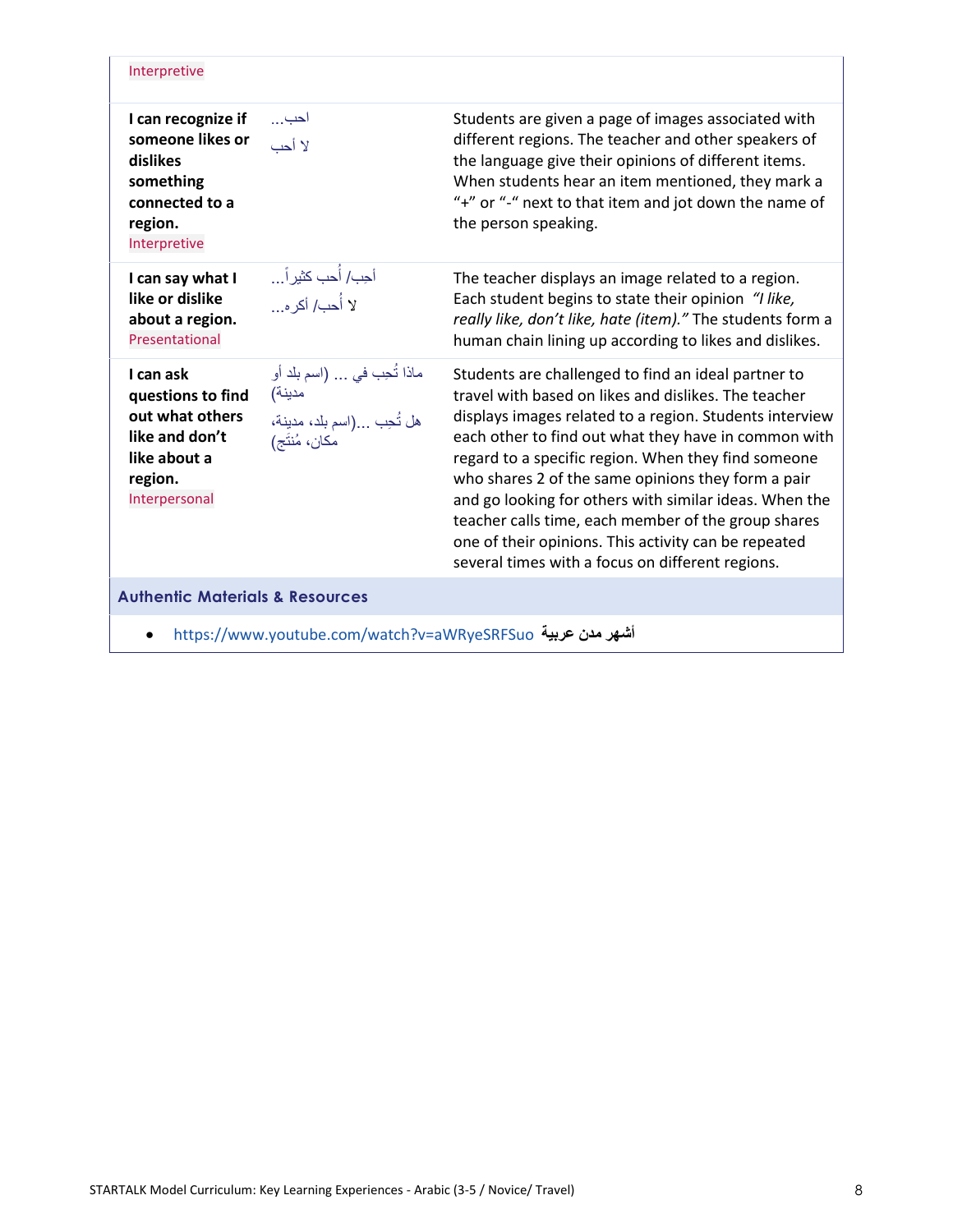| | | |
|---|---|---|
| Interpretive | | |
| **I can recognize if someone likes or dislikes something connected to a region.** Interpretive | احب...<br>لا أحب | Students are given a page of images associated with different regions. The teacher and other speakers of the language give their opinions of different items. When students hear an item mentioned, they mark a "+" or "-" next to that item and jot down the name of the person speaking. |
| **I can say what I like or dislike about a region.** Presentational | أحِب/ أحب كثيراً...<br>لا أُحب/ أكره... | The teacher displays an image related to a region. Each student begins to state their opinion *"I like, really like, don't like, hate (item)."* The students form a human chain lining up according to likes and dislikes. |
| **I can ask questions to find out what others like and don't like about a region.** Interpersonal | ماذا تُحِب في ... (اسم بلد أو مدينة)<br>هل تُحِب ...(اسم بلد، مدينة، مكان، مُنتَج) | Students are challenged to find an ideal partner to travel with based on likes and dislikes. The teacher displays images related to a region. Students interview each other to find out what they have in common with regard to a specific region. When they find someone who shares 2 of the same opinions they form a pair and go looking for others with similar ideas. When the teacher calls time, each member of the group shares one of their opinions. This activity can be repeated several times with a focus on different regions. |

## Authentic Materials & Resources

- https://www.youtube.com/watch?v=aWRyeSRFSuo **أشهر مدن عربية**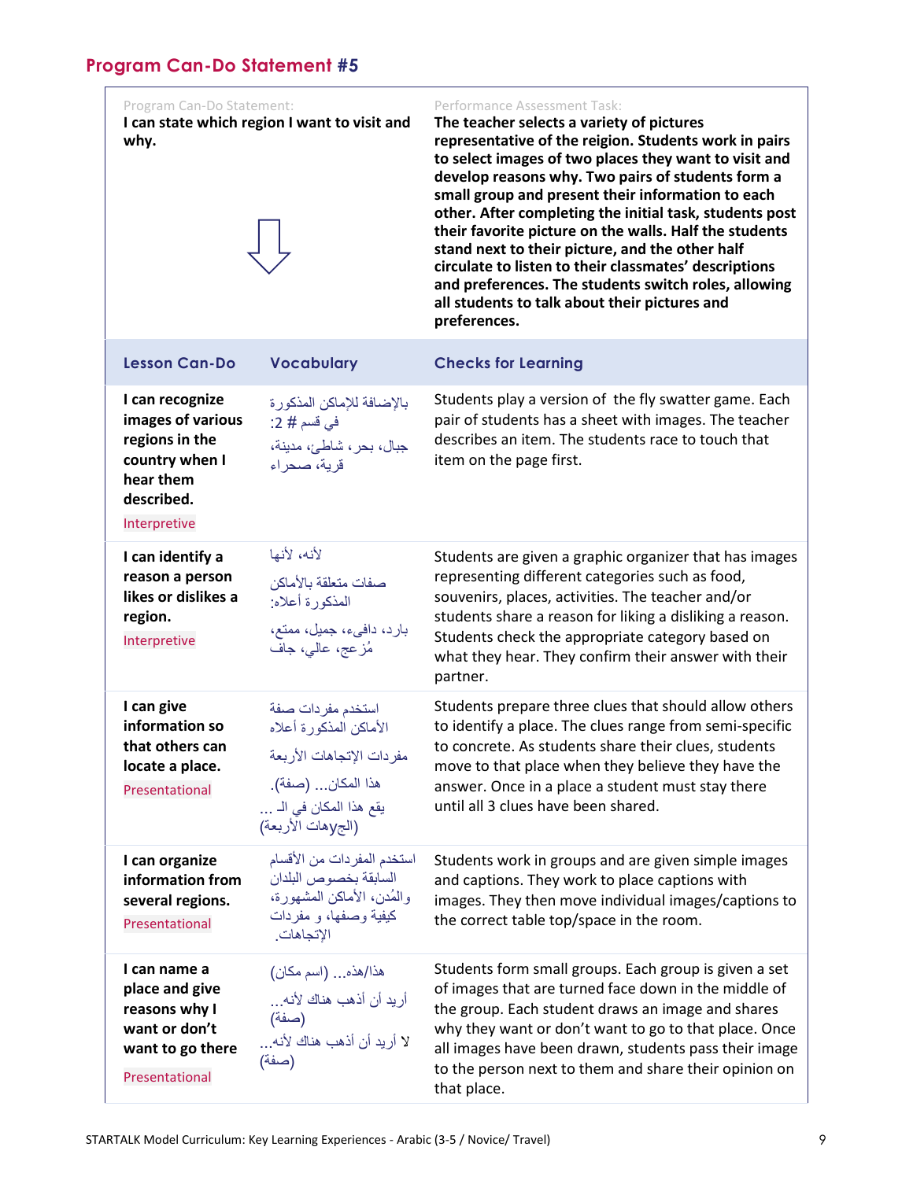## Program Can-Do Statement #5

| Program Can-Do Statement: | | Performance Assessment Task: |
|---|---|---|
| **I can state which region I want to visit and why.** | | **The teacher selects a variety of pictures representative of the reigion. Students work in pairs to select images of two places they want to visit and develop reasons why. Two pairs of students form a small group and present their information to each other. After completing the initial task, students post their favorite picture on the walls. Half the students stand next to their picture, and the other half circulate to listen to their classmates' descriptions and preferences. The students switch roles, allowing all students to talk about their pictures and preferences.** |
| **Lesson Can-Do** | **Vocabulary** | **Checks for Learning** |
| **I can recognize images of various regions in the country when I hear them described.** <br> Interpretive | بالإضافة للإماكن المذكورة في قسم # 2: <br> جبال، بحر، شاطئ، مدينة، قرية، صحراء | Students play a version of the fly swatter game. Each pair of students has a sheet with images. The teacher describes an item. The students race to touch that item on the page first. |
| **I can identify a reason a person likes or dislikes a region.** <br> Interpretive | لأنه، لأنها <br> صفات متعلقة بالأماكن المذكورة أعلاه: <br> بارد، دافيء، جميل، ممتع، مُزعج، عالي، جاف | Students are given a graphic organizer that has images representing different categories such as food, souvenirs, places, activities. The teacher and/or students share a reason for liking a disliking a reason. Students check the appropriate category based on what they hear. They confirm their answer with their partner. |
| **I can give information so that others can locate a place.** <br> Presentational | استخدم مفردات صفة الأماكن المذكورة أعلاه <br> مفردات الإتجاهات الأربعة <br> هذا المكان... (صفة). <br> يقع هذا المكان في الـ ... (الجyهات الأربعة) | Students prepare three clues that should allow others to identify a place. The clues range from semi-specific to concrete. As students share their clues, students move to that place when they believe they have the answer. Once in a place a student must stay there until all 3 clues have been shared. |
| **I can organize information from several regions.** <br> Presentational | استخدم المفردات من الأقسام السابقة بخصوص البلدان والمُدن، الأماكن المشهورة، كيفية وصفها، و مفردات الإتجاهات. | Students work in groups and are given simple images and captions. They work to place captions with images. They then move individual images/captions to the correct table top/space in the room. |
| **I can name a place and give reasons why I want or don't want to go there** <br> Presentational | هذا/هذه... (اسم مكان) <br> أريد أن أذهب هناك لأنه... (صفة) <br> لا أريد أن أذهب هناك لأنه... (صفة) | Students form small groups. Each group is given a set of images that are turned face down in the middle of the group. Each student draws an image and shares why they want or don't want to go to that place. Once all images have been drawn, students pass their image to the person next to them and share their opinion on that place. |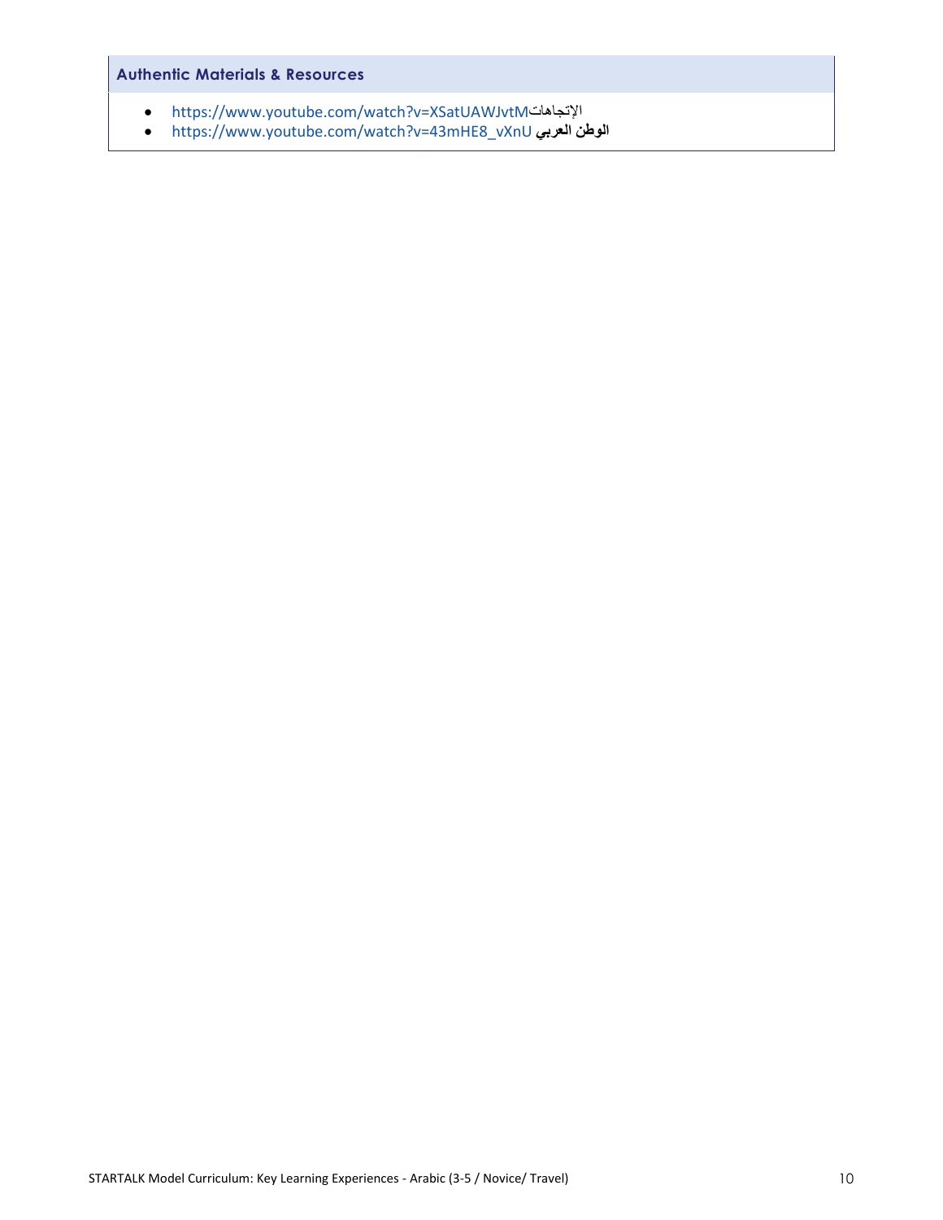### Authentic Materials & Resources

- https://www.youtube.com/watch?v=XSatUAWJvtMالإتجاهات
- https://www.youtube.com/watch?v=43mHE8_vXnU **الوطن العربي**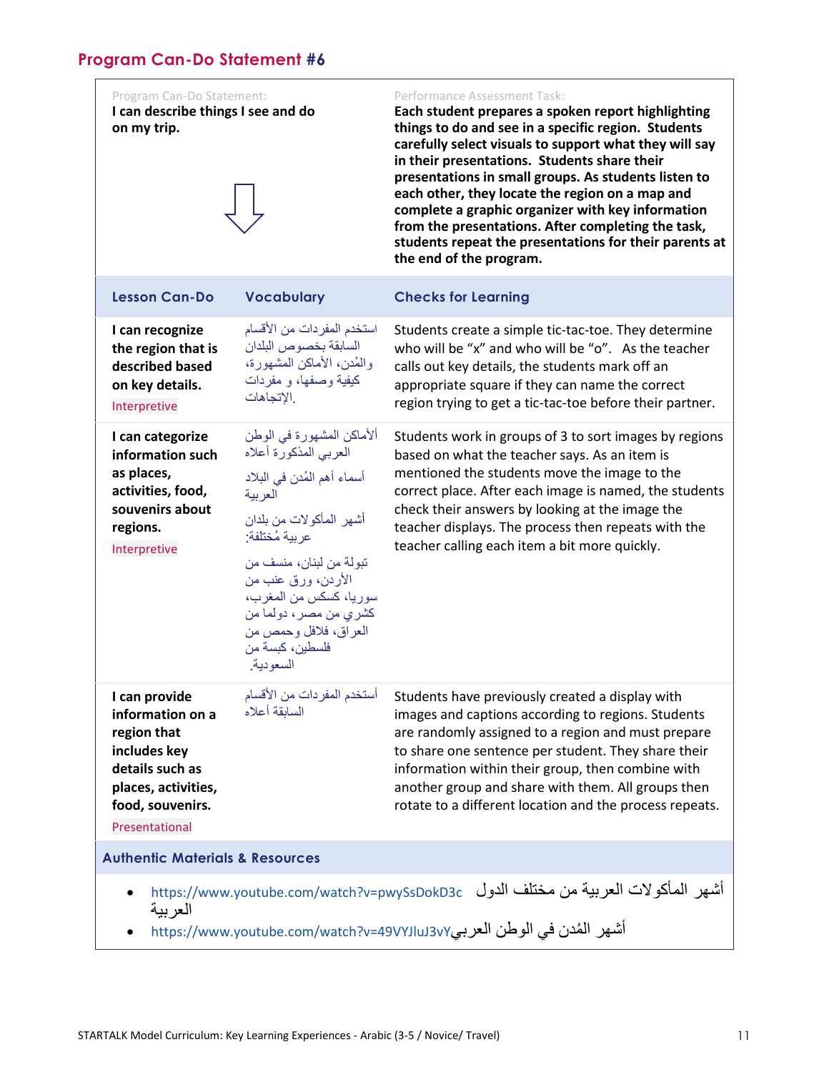## Program Can-Do Statement #6

| Program Can-Do Statement: | | Performance Assessment Task: |
|---|---|---|
| **I can describe things I see and do on my trip.** | | **Each student prepares a spoken report highlighting things to do and see in a specific region. Students carefully select visuals to support what they will say in their presentations. Students share their presentations in small groups. As students listen to each other, they locate the region on a map and complete a graphic organizer with key information from the presentations. After completing the task, students repeat the presentations for their parents at the end of the program.** |
| **Lesson Can-Do** | **Vocabulary** | **Checks for Learning** |
| **I can recognize the region that is described based on key details.** Interpretive | استخدم المفردات من الأقسام السابقة بخصوص البلدان والمُدن، الأماكن المشهورة، كيفية وصفها، و مفردات الإتجاهات. | Students create a simple tic-tac-toe. They determine who will be "x" and who will be "o". As the teacher calls out key details, the students mark off an appropriate square if they can name the correct region trying to get a tic-tac-toe before their partner. |
| **I can categorize information such as places, activities, food, souvenirs about regions.** Interpretive | ألأماكن المشهورة في الوطن العربي المذكورة أعلاه<br>أسماء أهم المُدن في البلاد العربية<br>أشهر المأكولات من بلدان عربية مُختلفة:<br>تبولة من لبنان، منسف من الأردن، ورق عنب من سوريا، كسكس من المغرب، كشري من مصر، دولما من العراق، فلافل وحمص من فلسطين، كبسة من السعودية. | Students work in groups of 3 to sort images by regions based on what the teacher says. As an item is mentioned the students move the image to the correct place. After each image is named, the students check their answers by looking at the image the teacher displays. The process then repeats with the teacher calling each item a bit more quickly. |
| **I can provide information on a region that includes key details such as places, activities, food, souvenirs.** Presentational | أستخدم المفردات من الأقسام السابقة أعلاه | Students have previously created a display with images and captions according to regions. Students are randomly assigned to a region and must prepare to share one sentence per student. They share their information within their group, then combine with another group and share with them. All groups then rotate to a different location and the process repeats. |

### Authentic Materials & Resources

- https://www.youtube.com/watch?v=pwySsDokD3c أشهر المأكولات العربية من مختلف الدول العربية
- https://www.youtube.com/watch?v=49VYJluJ3vY أشهر المُدن في الوطن العربي